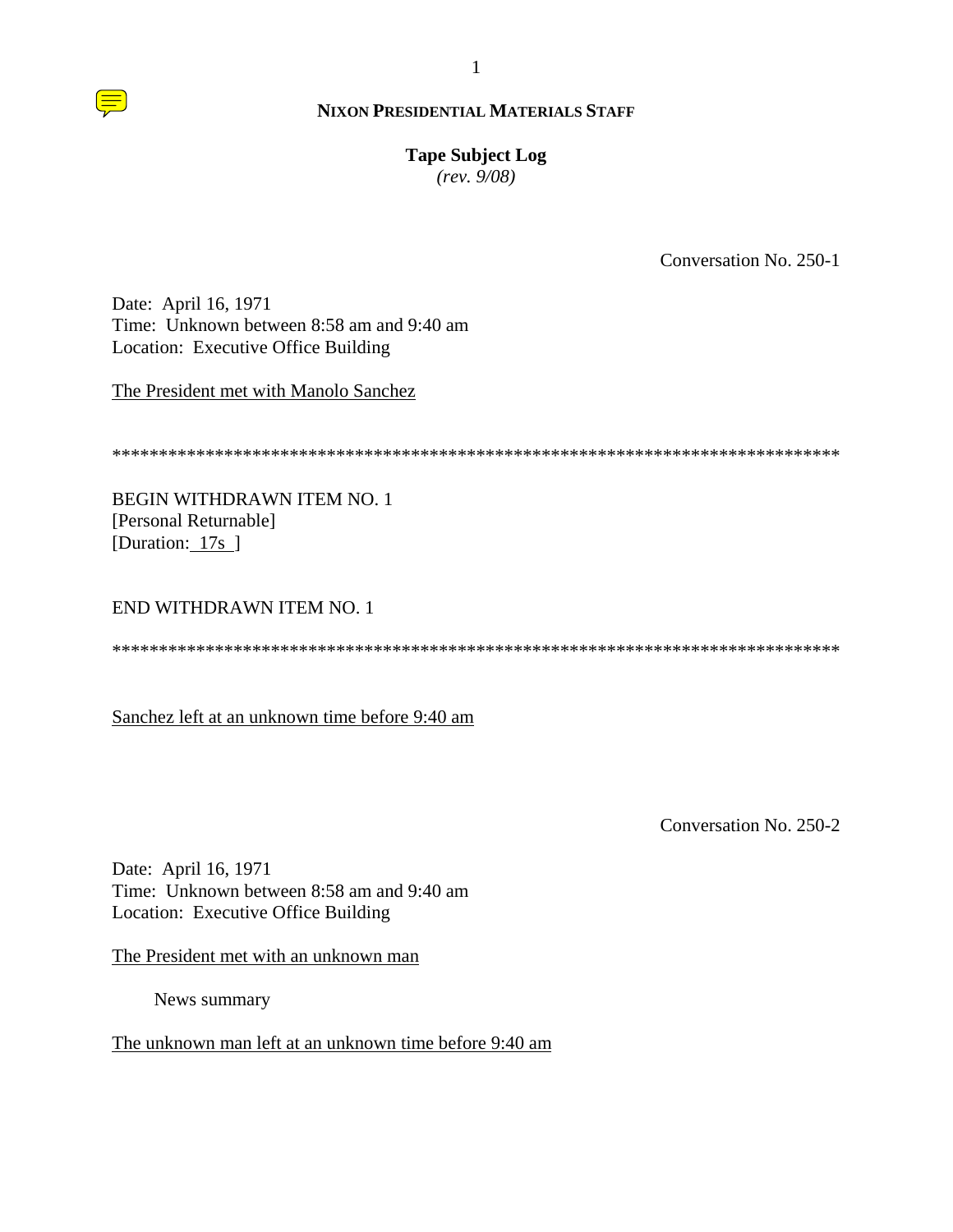**NIXON PRESIDENTIAL MATERIALS STAFF**

**Tape Subject Log**
*(rev. 9/08)*

Conversation No. 250-1

Date: April 16, 1971
Time: Unknown between 8:58 am and 9:40 am
Location: Executive Office Building

The President met with Manolo Sanchez

*******************************************************************************

BEGIN WITHDRAWN ITEM NO. 1
[Personal Returnable]
[Duration: 17s ]

END WITHDRAWN ITEM NO. 1

*******************************************************************************

Sanchez left at an unknown time before 9:40 am

Conversation No. 250-2

Date: April 16, 1971
Time: Unknown between 8:58 am and 9:40 am
Location: Executive Office Building

The President met with an unknown man

News summary

The unknown man left at an unknown time before 9:40 am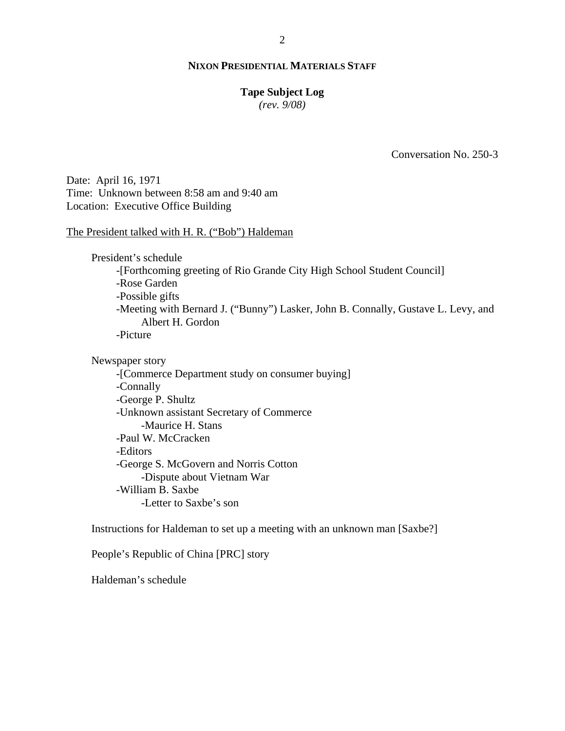**NIXON PRESIDENTIAL MATERIALS STAFF**

**Tape Subject Log**
*(rev. 9/08)*

Conversation No. 250-3

Date: April 16, 1971
Time: Unknown between 8:58 am and 9:40 am
Location: Executive Office Building

The President talked with H. R. ("Bob") Haldeman

President's schedule
- [Forthcoming greeting of Rio Grande City High School Student Council]
- Rose Garden
- Possible gifts
- Meeting with Bernard J. ("Bunny") Lasker, John B. Connally, Gustave L. Levy, and Albert H. Gordon
- Picture

Newspaper story
- [Commerce Department study on consumer buying]
- Connally
- George P. Shultz
- Unknown assistant Secretary of Commerce
  - Maurice H. Stans
- Paul W. McCracken
- Editors
- George S. McGovern and Norris Cotton
  - Dispute about Vietnam War
- William B. Saxbe
  - Letter to Saxbe's son

Instructions for Haldeman to set up a meeting with an unknown man [Saxbe?]

People's Republic of China [PRC] story

Haldeman's schedule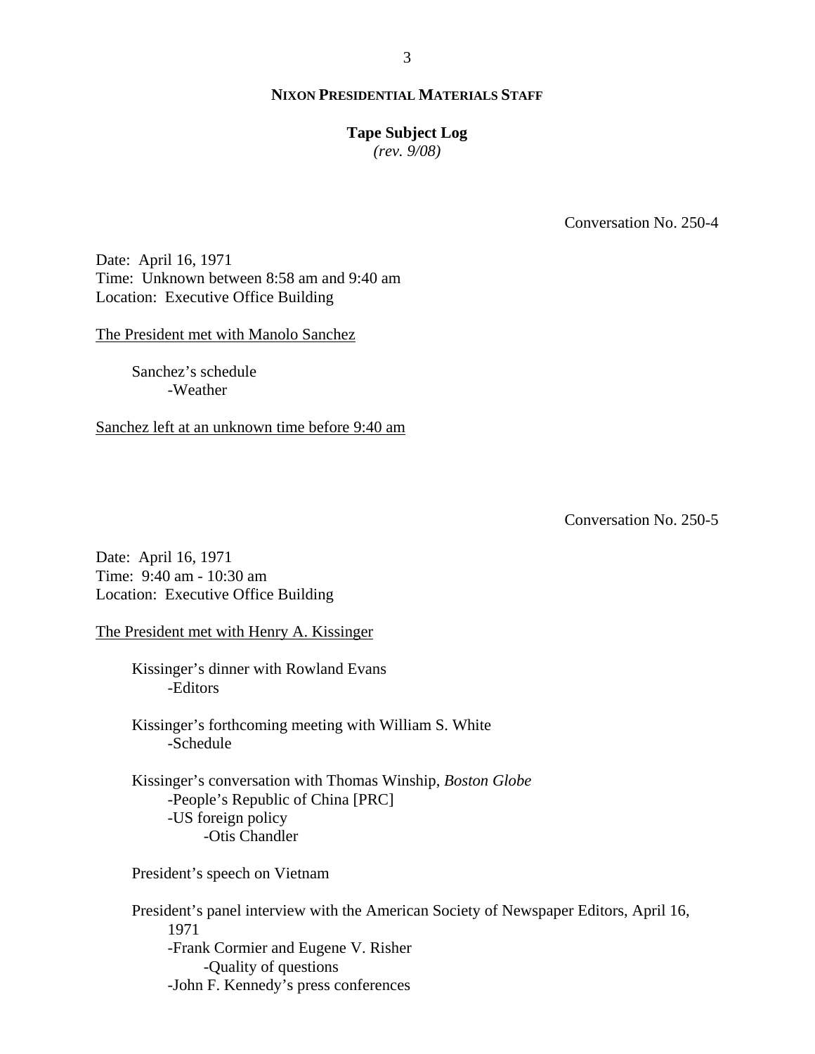Conversation No. 250-4

Date: April 16, 1971
Time: Unknown between 8:58 am and 9:40 am
Location: Executive Office Building

The President met with Manolo Sanchez

- Sanchez's schedule
  - -Weather

Sanchez left at an unknown time before 9:40 am

Conversation No. 250-5

Date: April 16, 1971
Time: 9:40 am - 10:30 am
Location: Executive Office Building

The President met with Henry A. Kissinger

- Kissinger's dinner with Rowland Evans
  - -Editors

- Kissinger's forthcoming meeting with William S. White
  - -Schedule

- Kissinger's conversation with Thomas Winship, *Boston Globe*
  - -People's Republic of China [PRC]
  - -US foreign policy
    - -Otis Chandler

- President's speech on Vietnam

- President's panel interview with the American Society of Newspaper Editors, April 16, 1971
  - -Frank Cormier and Eugene V. Risher
    - -Quality of questions
  - -John F. Kennedy's press conferences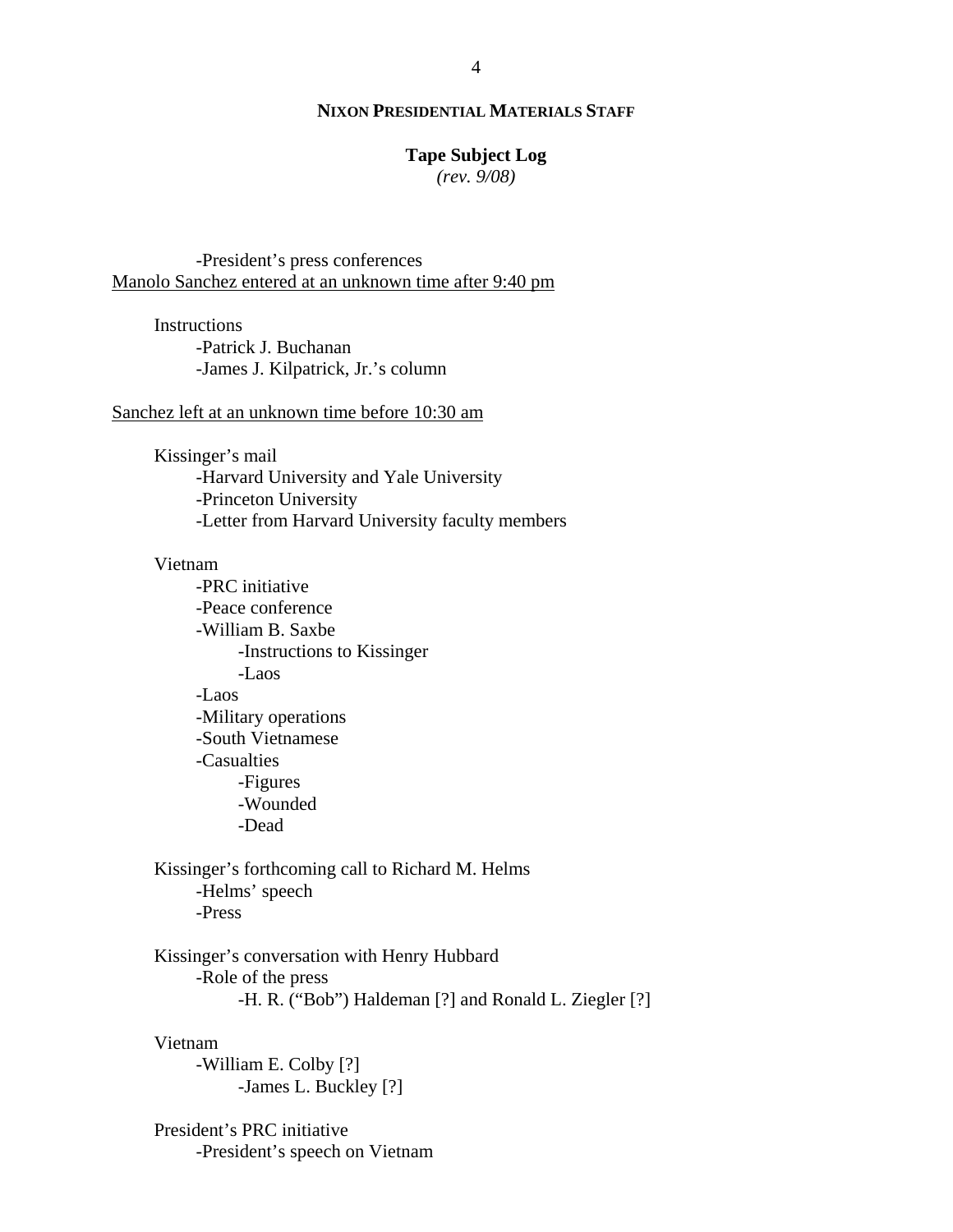**NIXON PRESIDENTIAL MATERIALS STAFF**

**Tape Subject Log**
*(rev. 9/08)*

-President's press conferences

Manolo Sanchez entered at an unknown time after 9:40 pm

Instructions
- -Patrick J. Buchanan
- -James J. Kilpatrick, Jr.'s column

Sanchez left at an unknown time before 10:30 am

Kissinger's mail
- -Harvard University and Yale University
- -Princeton University
- -Letter from Harvard University faculty members

Vietnam
- -PRC initiative
- -Peace conference
- -William B. Saxbe
    - -Instructions to Kissinger
    - -Laos
- -Laos
- -Military operations
- -South Vietnamese
- -Casualties
    - -Figures
    - -Wounded
    - -Dead

Kissinger's forthcoming call to Richard M. Helms
- -Helms' speech
- -Press

Kissinger's conversation with Henry Hubbard
- -Role of the press
    - -H. R. ("Bob") Haldeman [?] and Ronald L. Ziegler [?]

Vietnam
- -William E. Colby [?]
    - -James L. Buckley [?]

President's PRC initiative
- -President's speech on Vietnam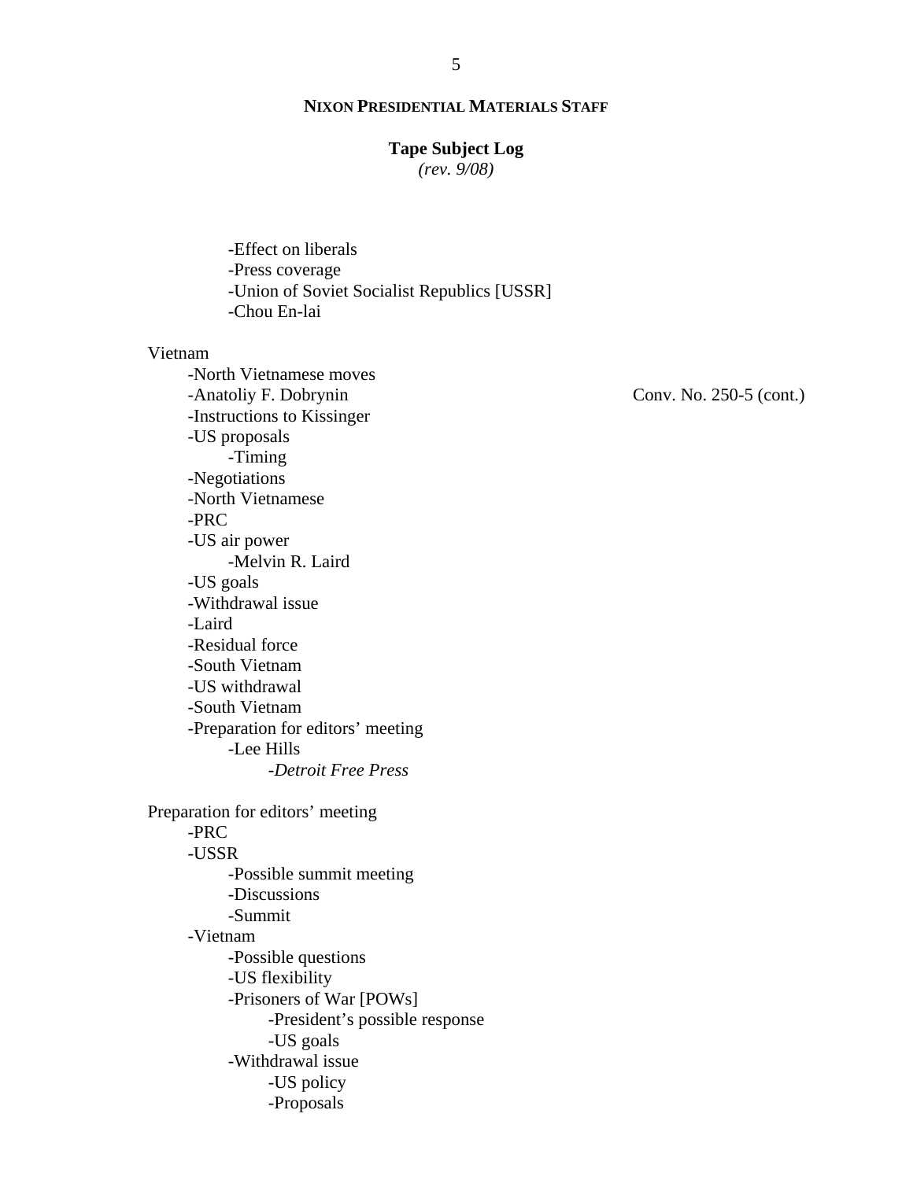- Effect on liberals
- Press coverage
- Union of Soviet Socialist Republics [USSR]
- Chou En-lai

Vietnam

- North Vietnamese moves
- Anatoliy F. Dobrynin — Conv. No. 250-5 (cont.)
- Instructions to Kissinger
- US proposals
    - Timing
- Negotiations
- North Vietnamese
- PRC
- US air power
    - Melvin R. Laird
- US goals
- Withdrawal issue
- Laird
- Residual force
- South Vietnam
- US withdrawal
- South Vietnam
- Preparation for editors' meeting
    - Lee Hills
        - *Detroit Free Press*

Preparation for editors' meeting

- PRC
- USSR
    - Possible summit meeting
    - Discussions
    - Summit
- Vietnam
    - Possible questions
    - US flexibility
    - Prisoners of War [POWs]
        - President's possible response
        - US goals
    - Withdrawal issue
        - US policy
        - Proposals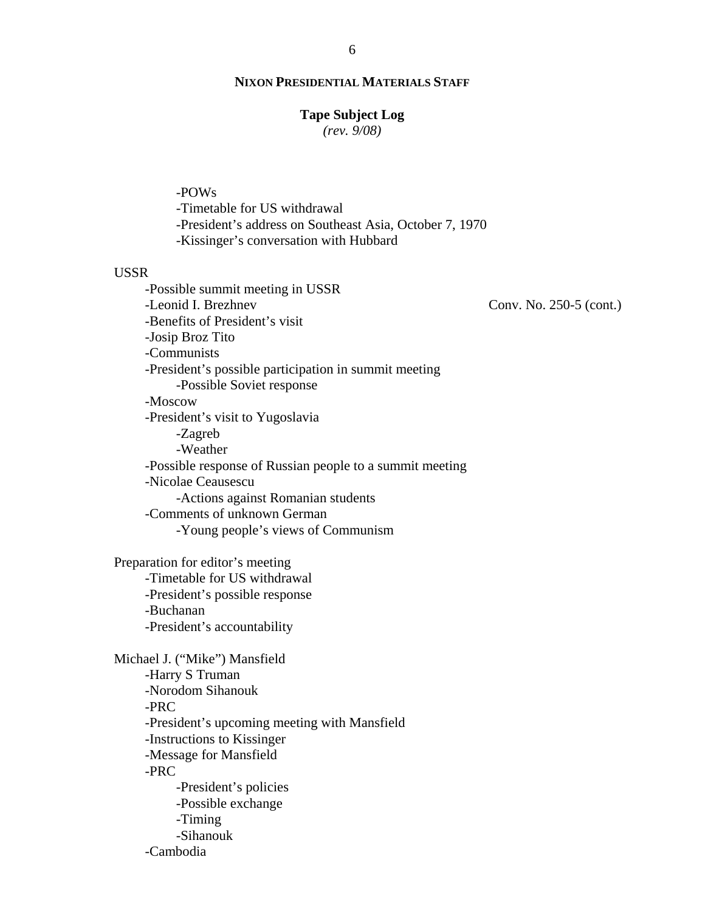**NIXON PRESIDENTIAL MATERIALS STAFF**

**Tape Subject Log**
*(rev. 9/08)*

        -POWs
        -Timetable for US withdrawal
        -President's address on Southeast Asia, October 7, 1970
        -Kissinger's conversation with Hubbard

USSR
    -Possible summit meeting in USSR
    -Leonid I. Brezhnev                                                    Conv. No. 250-5 (cont.)
    -Benefits of President's visit
    -Josip Broz Tito
    -Communists
    -President's possible participation in summit meeting
        -Possible Soviet response
    -Moscow
    -President's visit to Yugoslavia
        -Zagreb
        -Weather
    -Possible response of Russian people to a summit meeting
    -Nicolae Ceausescu
        -Actions against Romanian students
    -Comments of unknown German
        -Young people's views of Communism

Preparation for editor's meeting
    -Timetable for US withdrawal
    -President's possible response
    -Buchanan
    -President's accountability

Michael J. ("Mike") Mansfield
    -Harry S Truman
    -Norodom Sihanouk
    -PRC
    -President's upcoming meeting with Mansfield
    -Instructions to Kissinger
    -Message for Mansfield
    -PRC
        -President's policies
        -Possible exchange
        -Timing
        -Sihanouk
    -Cambodia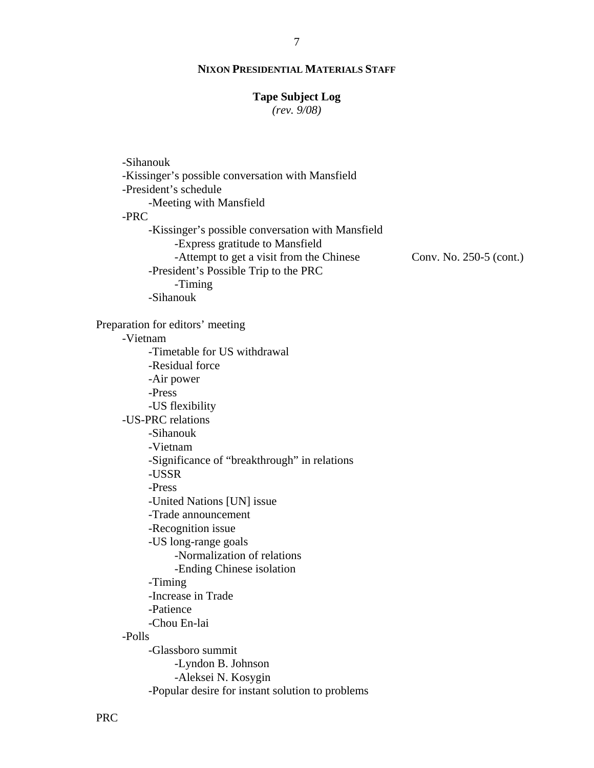**NIXON PRESIDENTIAL MATERIALS STAFF**

**Tape Subject Log**
*(rev. 9/08)*

- -Sihanouk
- -Kissinger's possible conversation with Mansfield
- -President's schedule
  - -Meeting with Mansfield
- -PRC
  - -Kissinger's possible conversation with Mansfield
    - -Express gratitude to Mansfield
    - -Attempt to get a visit from the Chinese — Conv. No. 250-5 (cont.)
  - -President's Possible Trip to the PRC
    - -Timing
  - -Sihanouk

Preparation for editors' meeting

- -Vietnam
  - -Timetable for US withdrawal
  - -Residual force
  - -Air power
  - -Press
  - -US flexibility
- -US-PRC relations
  - -Sihanouk
  - -Vietnam
  - -Significance of "breakthrough" in relations
  - -USSR
  - -Press
  - -United Nations [UN] issue
  - -Trade announcement
  - -Recognition issue
  - -US long-range goals
    - -Normalization of relations
    - -Ending Chinese isolation
  - -Timing
  - -Increase in Trade
  - -Patience
  - -Chou En-lai
- -Polls
  - -Glassboro summit
    - -Lyndon B. Johnson
    - -Aleksei N. Kosygin
  - -Popular desire for instant solution to problems

PRC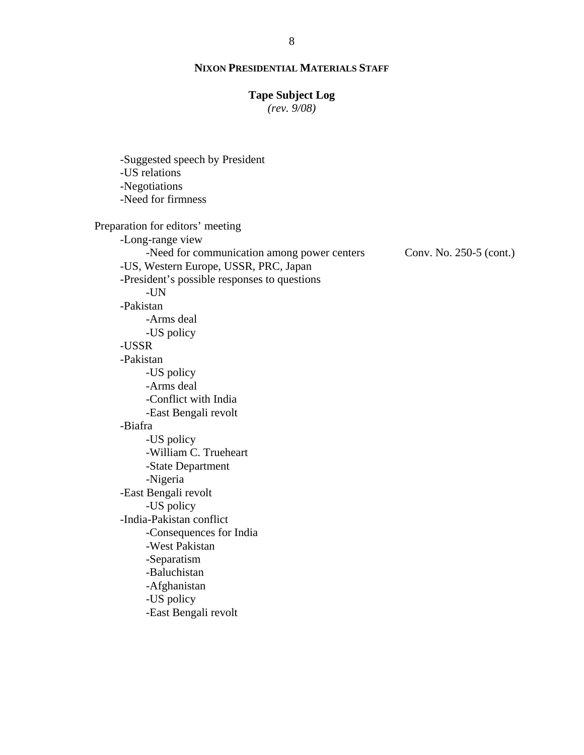-Suggested speech by President
-US relations
-Negotiations
-Need for firmness

Preparation for editors' meeting
- -Long-range view
    - -Need for communication among power centers — Conv. No. 250-5 (cont.)
- -US, Western Europe, USSR, PRC, Japan
- -President's possible responses to questions
    - -UN
- -Pakistan
    - -Arms deal
    - -US policy
- -USSR
- -Pakistan
    - -US policy
    - -Arms deal
    - -Conflict with India
    - -East Bengali revolt
- -Biafra
    - -US policy
    - -William C. Trueheart
    - -State Department
    - -Nigeria
- -East Bengali revolt
    - -US policy
- -India-Pakistan conflict
    - -Consequences for India
    - -West Pakistan
    - -Separatism
    - -Baluchistan
    - -Afghanistan
    - -US policy
    - -East Bengali revolt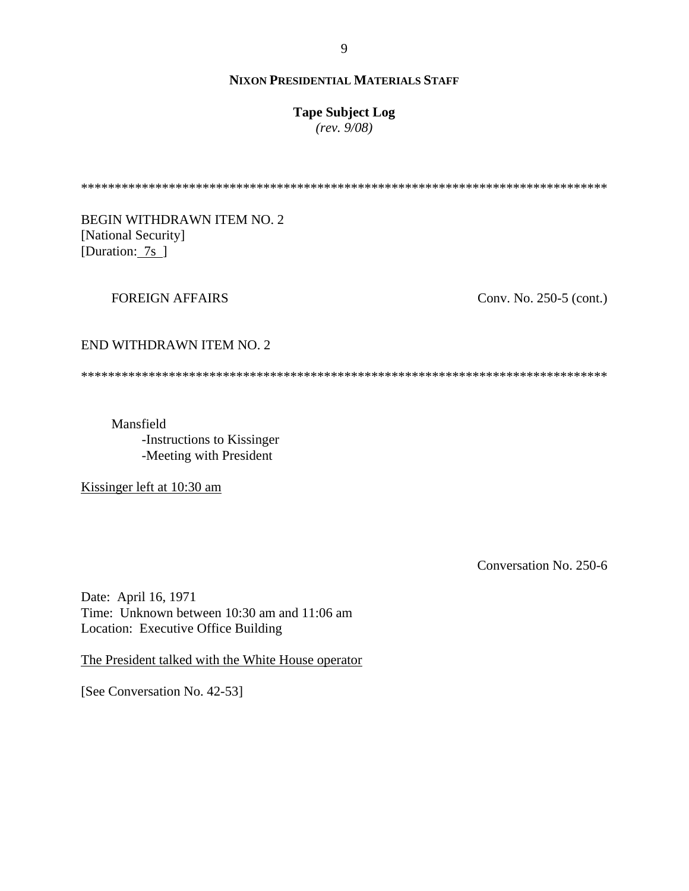**NIXON PRESIDENTIAL MATERIALS STAFF**

**Tape Subject Log**
*(rev. 9/08)*

******************************************************************************

BEGIN WITHDRAWN ITEM NO. 2
[National Security]
[Duration: 7s ]

FOREIGN AFFAIRS Conv. No. 250-5 (cont.)

END WITHDRAWN ITEM NO. 2

******************************************************************************

Mansfield
- -Instructions to Kissinger
- -Meeting with President

Kissinger left at 10:30 am

Conversation No. 250-6

Date: April 16, 1971
Time: Unknown between 10:30 am and 11:06 am
Location: Executive Office Building

The President talked with the White House operator

[See Conversation No. 42-53]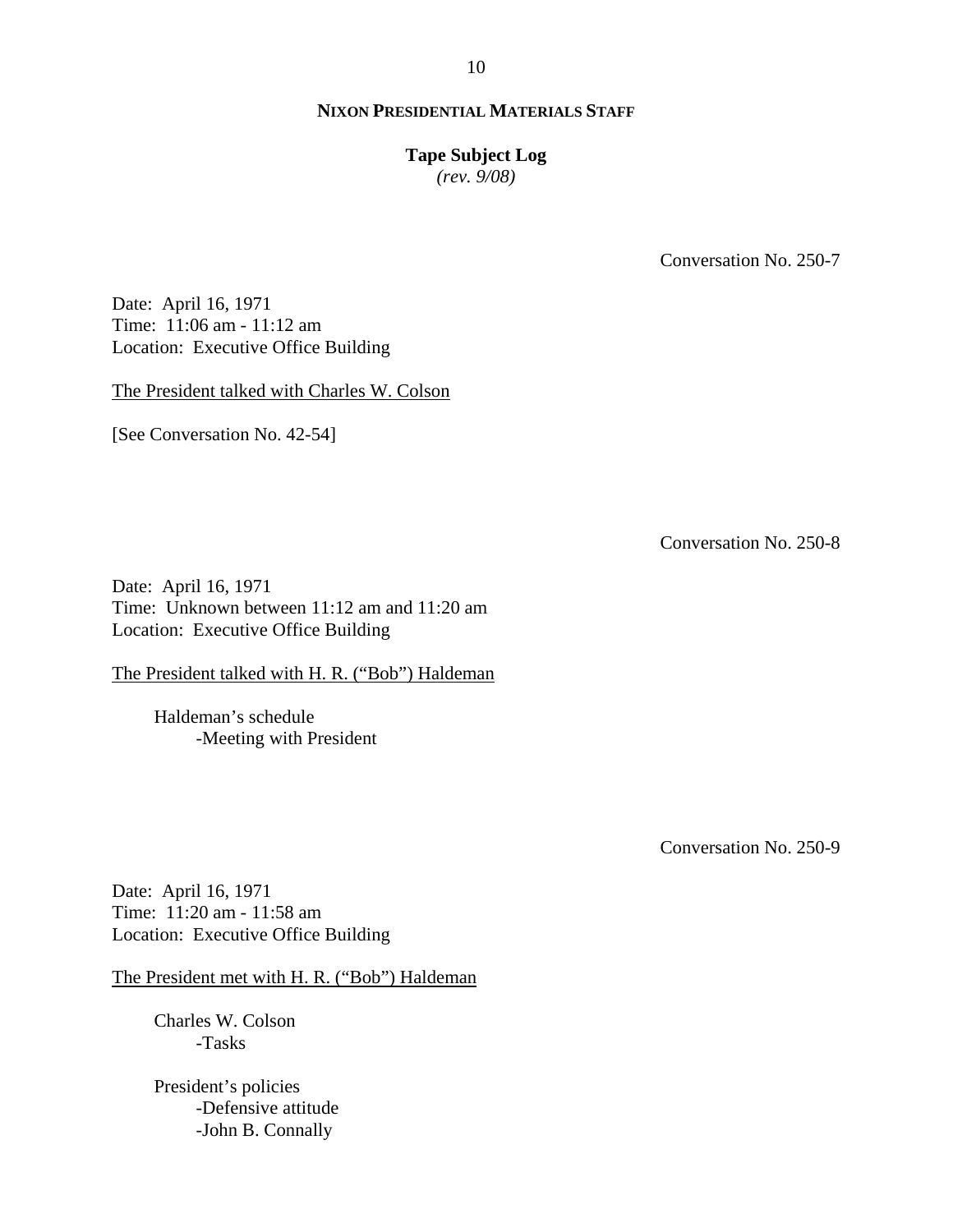Conversation No. 250-7

Date: April 16, 1971
Time: 11:06 am - 11:12 am
Location: Executive Office Building

<u>The President talked with Charles W. Colson</u>

[See Conversation No. 42-54]

Conversation No. 250-8

Date: April 16, 1971
Time: Unknown between 11:12 am and 11:20 am
Location: Executive Office Building

<u>The President talked with H. R. (“Bob”) Haldeman</u>

Haldeman’s schedule
- Meeting with President

Conversation No. 250-9

Date: April 16, 1971
Time: 11:20 am - 11:58 am
Location: Executive Office Building

<u>The President met with H. R. (“Bob”) Haldeman</u>

Charles W. Colson
- Tasks

President’s policies
- Defensive attitude
- John B. Connally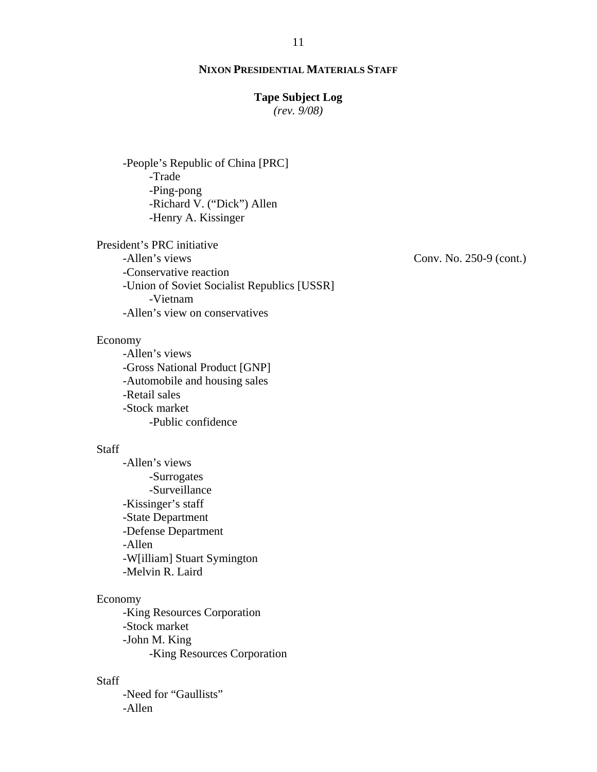-People's Republic of China [PRC]
    -Trade
    -Ping-pong
    -Richard V. ("Dick") Allen
    -Henry A. Kissinger

President's PRC initiative
  -Allen's views    Conv. No. 250-9 (cont.)
  -Conservative reaction
  -Union of Soviet Socialist Republics [USSR]
    -Vietnam
  -Allen's view on conservatives

Economy
  -Allen's views
  -Gross National Product [GNP]
  -Automobile and housing sales
  -Retail sales
  -Stock market
    -Public confidence

Staff
  -Allen's views
    -Surrogates
    -Surveillance
  -Kissinger's staff
  -State Department
  -Defense Department
  -Allen
  -W[illiam] Stuart Symington
  -Melvin R. Laird

Economy
  -King Resources Corporation
  -Stock market
  -John M. King
    -King Resources Corporation

Staff
  -Need for "Gaullists"
  -Allen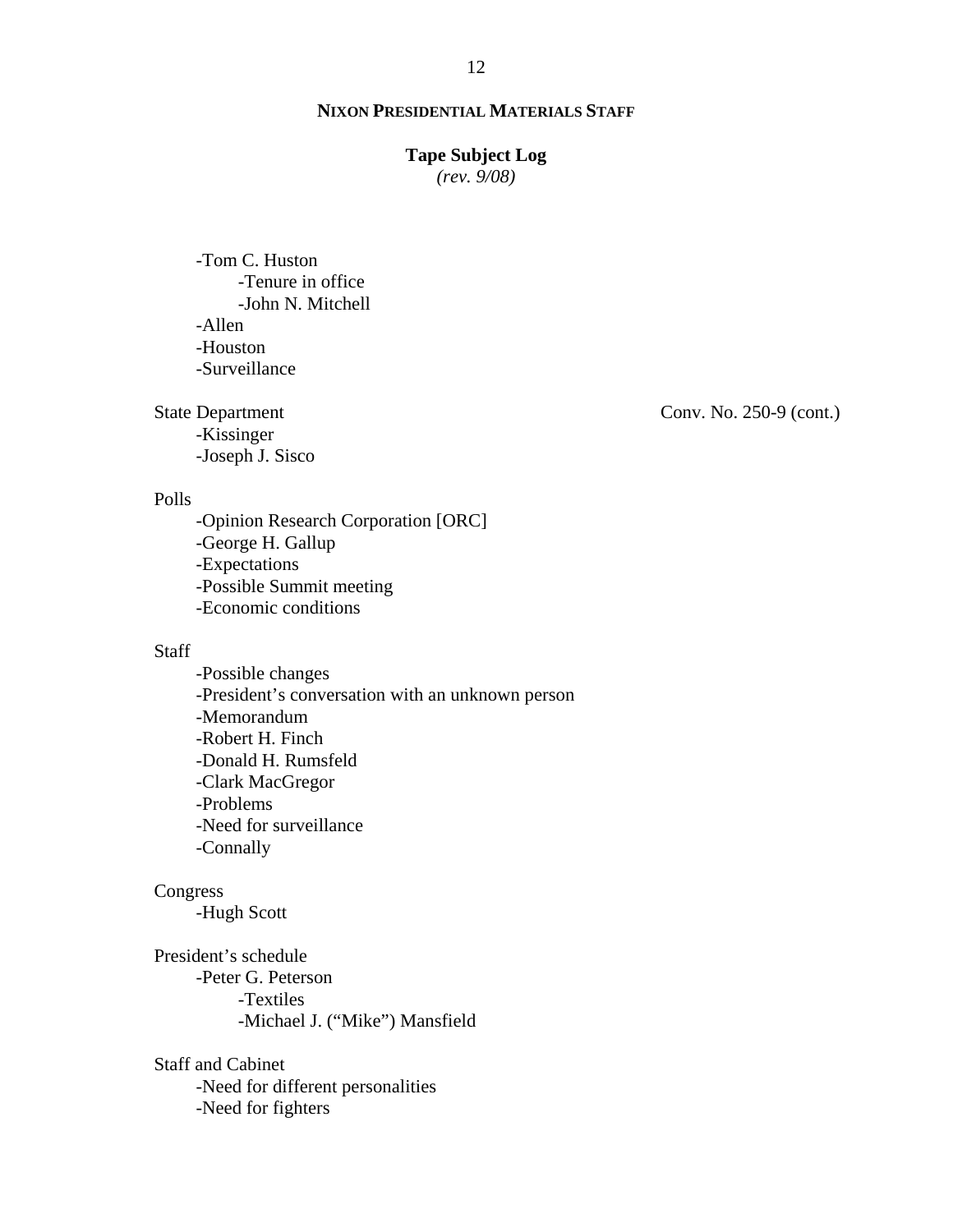-Tom C. Huston
  -Tenure in office
  -John N. Mitchell
-Allen
-Houston
-Surveillance

State Department — Conv. No. 250-9 (cont.)
-Kissinger
-Joseph J. Sisco

Polls
-Opinion Research Corporation [ORC]
-George H. Gallup
-Expectations
-Possible Summit meeting
-Economic conditions

Staff
-Possible changes
-President's conversation with an unknown person
-Memorandum
-Robert H. Finch
-Donald H. Rumsfeld
-Clark MacGregor
-Problems
-Need for surveillance
-Connally

Congress
-Hugh Scott

President's schedule
-Peter G. Peterson
  -Textiles
  -Michael J. ("Mike") Mansfield

Staff and Cabinet
-Need for different personalities
-Need for fighters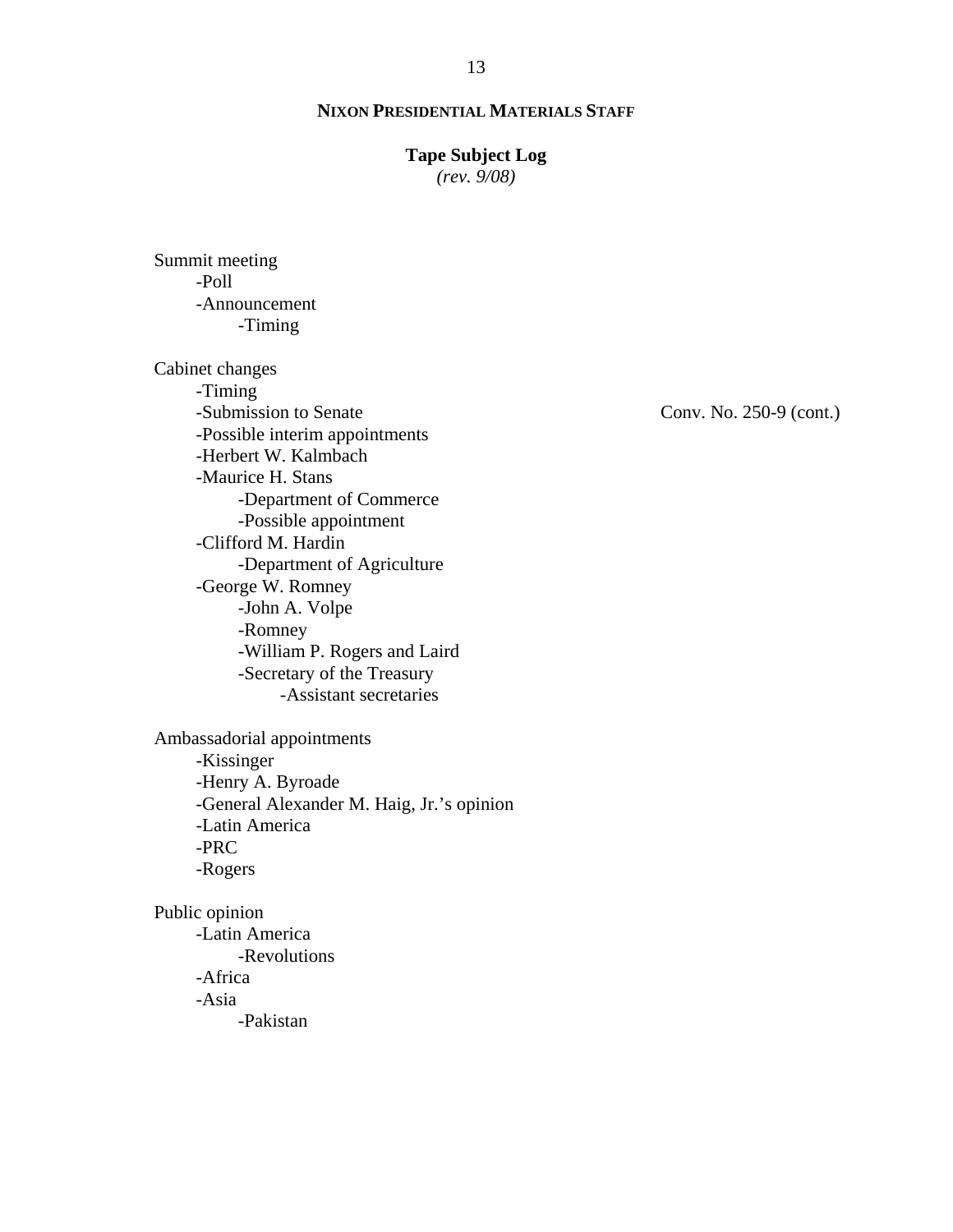**NIXON PRESIDENTIAL MATERIALS STAFF**

**Tape Subject Log**
*(rev. 9/08)*

Summit meeting
- -Poll
- -Announcement
  - -Timing

Cabinet changes
- -Timing
- -Submission to Senate  Conv. No. 250-9 (cont.)
- -Possible interim appointments
- -Herbert W. Kalmbach
- -Maurice H. Stans
  - -Department of Commerce
  - -Possible appointment
- -Clifford M. Hardin
  - -Department of Agriculture
- -George W. Romney
  - -John A. Volpe
  - -Romney
  - -William P. Rogers and Laird
  - -Secretary of the Treasury
    - -Assistant secretaries

Ambassadorial appointments
- -Kissinger
- -Henry A. Byroade
- -General Alexander M. Haig, Jr.'s opinion
- -Latin America
- -PRC
- -Rogers

Public opinion
- -Latin America
  - -Revolutions
- -Africa
- -Asia
  - -Pakistan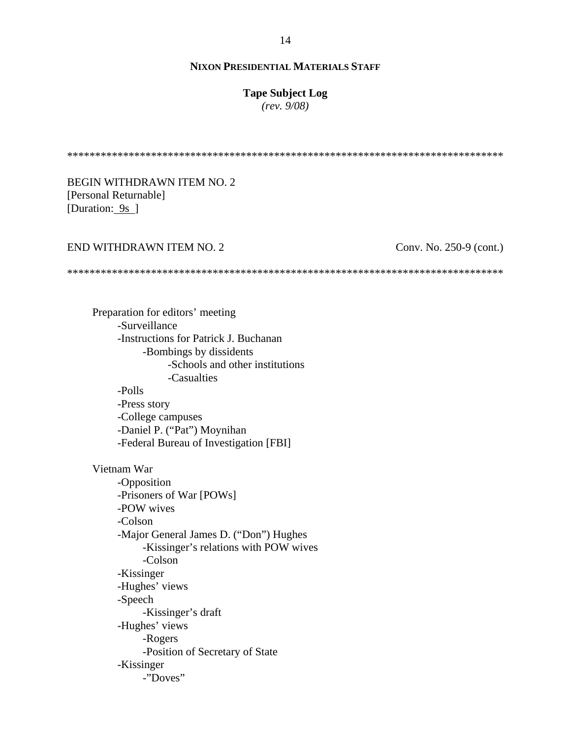**NIXON PRESIDENTIAL MATERIALS STAFF**

**Tape Subject Log**
*(rev. 9/08)*

******************************************************************************

BEGIN WITHDRAWN ITEM NO. 2
[Personal Returnable]
[Duration: 9s ]

END WITHDRAWN ITEM NO. 2 Conv. No. 250-9 (cont.)

******************************************************************************

Preparation for editors' meeting
- Surveillance
- Instructions for Patrick J. Buchanan
  - Bombings by dissidents
    - Schools and other institutions
    - Casualties
- Polls
- Press story
- College campuses
- Daniel P. ("Pat") Moynihan
- Federal Bureau of Investigation [FBI]

Vietnam War
- Opposition
- Prisoners of War [POWs]
- POW wives
- Colson
- Major General James D. ("Don") Hughes
  - Kissinger's relations with POW wives
  - Colson
- Kissinger
- Hughes' views
- Speech
  - Kissinger's draft
- Hughes' views
  - Rogers
  - Position of Secretary of State
- Kissinger
  - "Doves"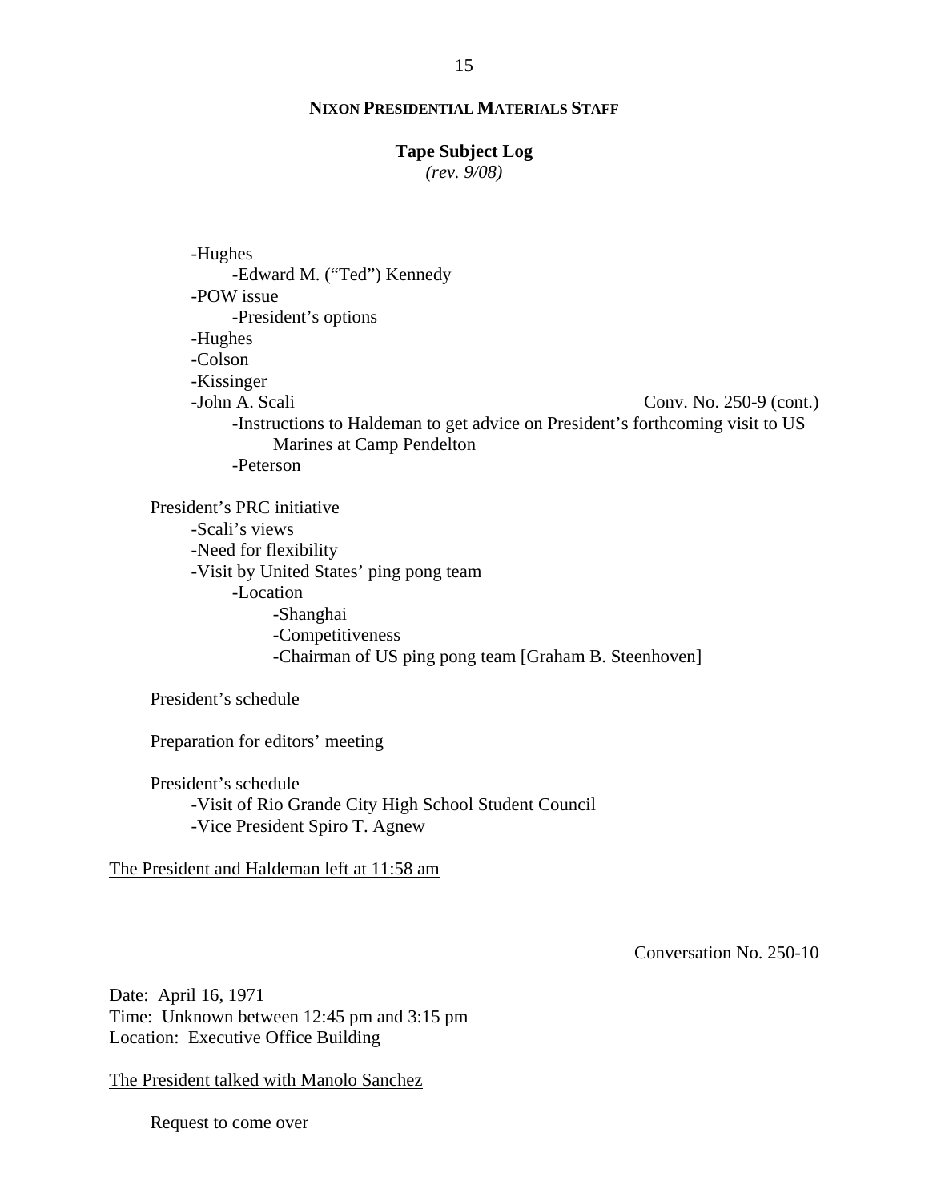**NIXON PRESIDENTIAL MATERIALS STAFF**

**Tape Subject Log**
*(rev. 9/08)*

- -Hughes
    - -Edward M. ("Ted") Kennedy
- -POW issue
    - -President's options
- -Hughes
- -Colson
- -Kissinger
- -John A. Scali — Conv. No. 250-9 (cont.)
    - -Instructions to Haldeman to get advice on President's forthcoming visit to US Marines at Camp Pendelton
    - -Peterson

President's PRC initiative
- -Scali's views
- -Need for flexibility
- -Visit by United States' ping pong team
    - -Location
        - -Shanghai
        - -Competitiveness
        - -Chairman of US ping pong team [Graham B. Steenhoven]

President's schedule

Preparation for editors' meeting

President's schedule
- -Visit of Rio Grande City High School Student Council
- -Vice President Spiro T. Agnew

<u>The President and Haldeman left at 11:58 am</u>

Conversation No. 250-10

Date: April 16, 1971
Time: Unknown between 12:45 pm and 3:15 pm
Location: Executive Office Building

<u>The President talked with Manolo Sanchez</u>

Request to come over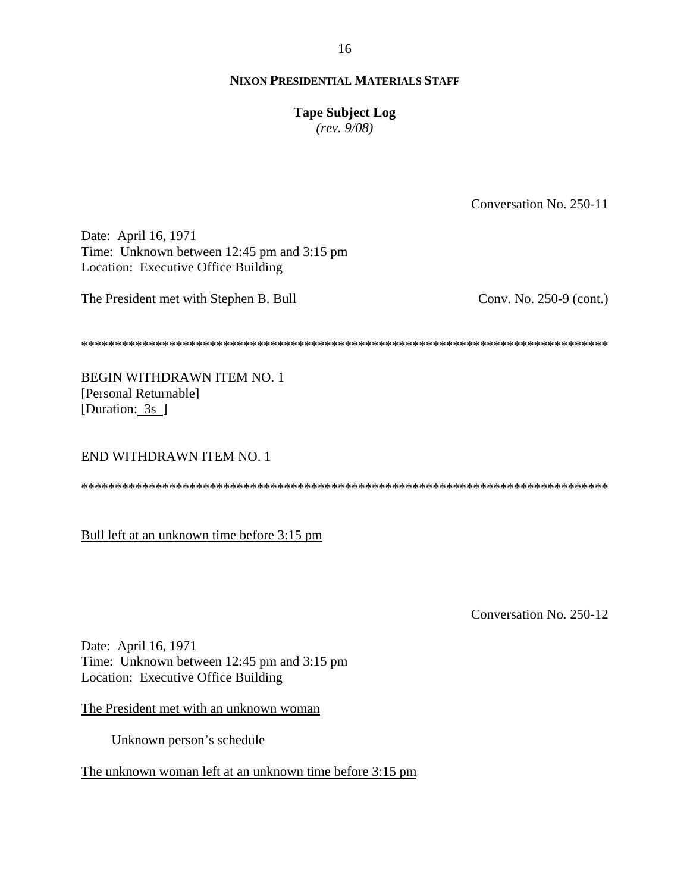**NIXON PRESIDENTIAL MATERIALS STAFF**

**Tape Subject Log**
*(rev. 9/08)*

Conversation No. 250-11

Date: April 16, 1971
Time: Unknown between 12:45 pm and 3:15 pm
Location: Executive Office Building

The President met with Stephen B. Bull — Conv. No. 250-9 (cont.)

*******************************************************************************

BEGIN WITHDRAWN ITEM NO. 1
[Personal Returnable]
[Duration: 3s ]

END WITHDRAWN ITEM NO. 1

*******************************************************************************

Bull left at an unknown time before 3:15 pm

Conversation No. 250-12

Date: April 16, 1971
Time: Unknown between 12:45 pm and 3:15 pm
Location: Executive Office Building

The President met with an unknown woman

Unknown person's schedule

The unknown woman left at an unknown time before 3:15 pm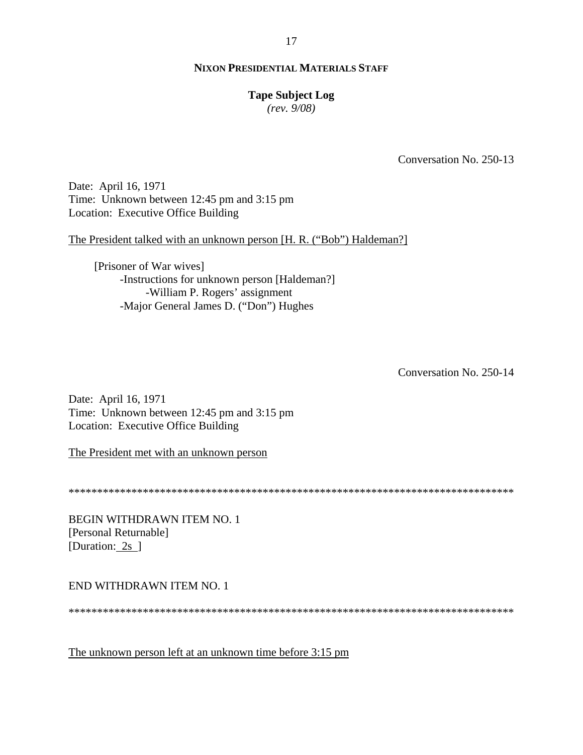Conversation No. 250-13

Date: April 16, 1971
Time: Unknown between 12:45 pm and 3:15 pm
Location: Executive Office Building

The President talked with an unknown person [H. R. ("Bob") Haldeman?]

- [Prisoner of War wives]
  - -Instructions for unknown person [Haldeman?]
    - -William P. Rogers' assignment
  - -Major General James D. ("Don") Hughes

Conversation No. 250-14

Date: April 16, 1971
Time: Unknown between 12:45 pm and 3:15 pm
Location: Executive Office Building

The President met with an unknown person

******************************************************************************

BEGIN WITHDRAWN ITEM NO. 1
[Personal Returnable]
[Duration: 2s ]

END WITHDRAWN ITEM NO. 1

******************************************************************************

The unknown person left at an unknown time before 3:15 pm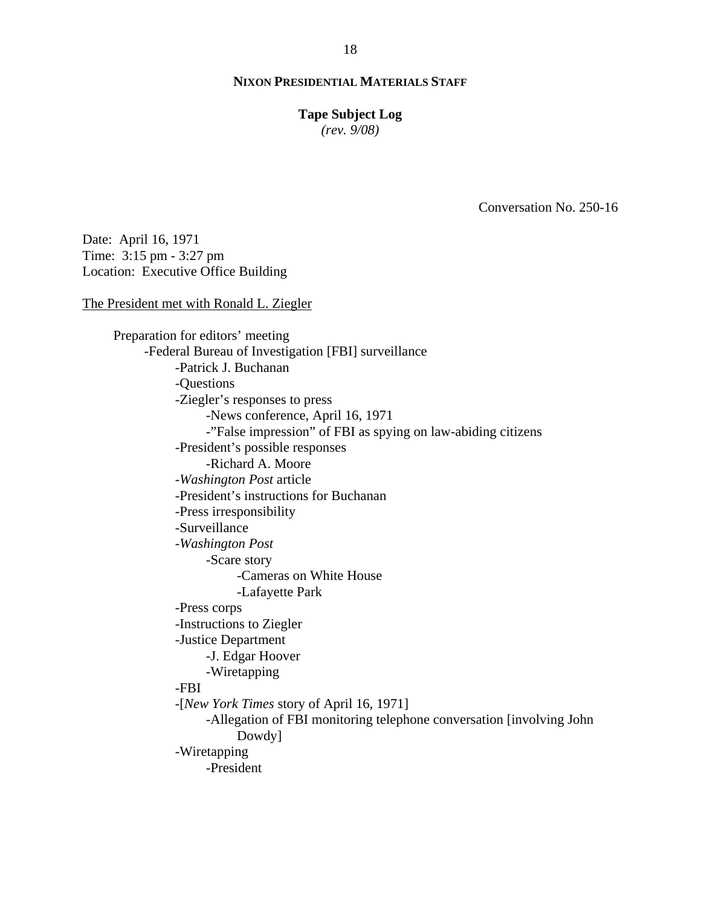**NIXON PRESIDENTIAL MATERIALS STAFF**

**Tape Subject Log**
*(rev. 9/08)*

Conversation No. 250-16

Date: April 16, 1971
Time: 3:15 pm - 3:27 pm
Location: Executive Office Building

<u>The President met with Ronald L. Ziegler</u>

- Preparation for editors' meeting
  - -Federal Bureau of Investigation [FBI] surveillance
    - -Patrick J. Buchanan
    - -Questions
    - -Ziegler's responses to press
      - -News conference, April 16, 1971
      - -"False impression" of FBI as spying on law-abiding citizens
    - -President's possible responses
      - -Richard A. Moore
    - -*Washington Post* article
    - -President's instructions for Buchanan
    - -Press irresponsibility
    - -Surveillance
    - -*Washington Post*
      - -Scare story
        - -Cameras on White House
        - -Lafayette Park
    - -Press corps
    - -Instructions to Ziegler
    - -Justice Department
      - -J. Edgar Hoover
      - -Wiretapping
    - -FBI
    - -[*New York Times* story of April 16, 1971]
      - -Allegation of FBI monitoring telephone conversation [involving John Dowdy]
    - -Wiretapping
      - -President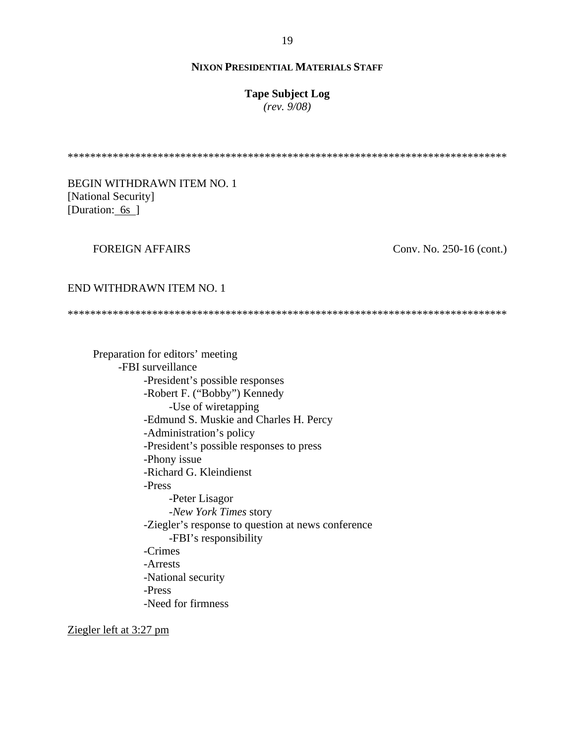********************************************************************************

BEGIN WITHDRAWN ITEM NO. 1
[National Security]
[Duration: 6s ]

FOREIGN AFFAIRS Conv. No. 250-16 (cont.)

END WITHDRAWN ITEM NO. 1

********************************************************************************

Preparation for editors' meeting
- -FBI surveillance
    - -President's possible responses
    - -Robert F. ("Bobby") Kennedy
        - -Use of wiretapping
    - -Edmund S. Muskie and Charles H. Percy
    - -Administration's policy
    - -President's possible responses to press
    - -Phony issue
    - -Richard G. Kleindienst
    - -Press
        - -Peter Lisagor
        - -*New York Times* story
    - -Ziegler's response to question at news conference
        - -FBI's responsibility
    - -Crimes
    - -Arrests
    - -National security
    - -Press
    - -Need for firmness

<u>Ziegler left at 3:27 pm</u>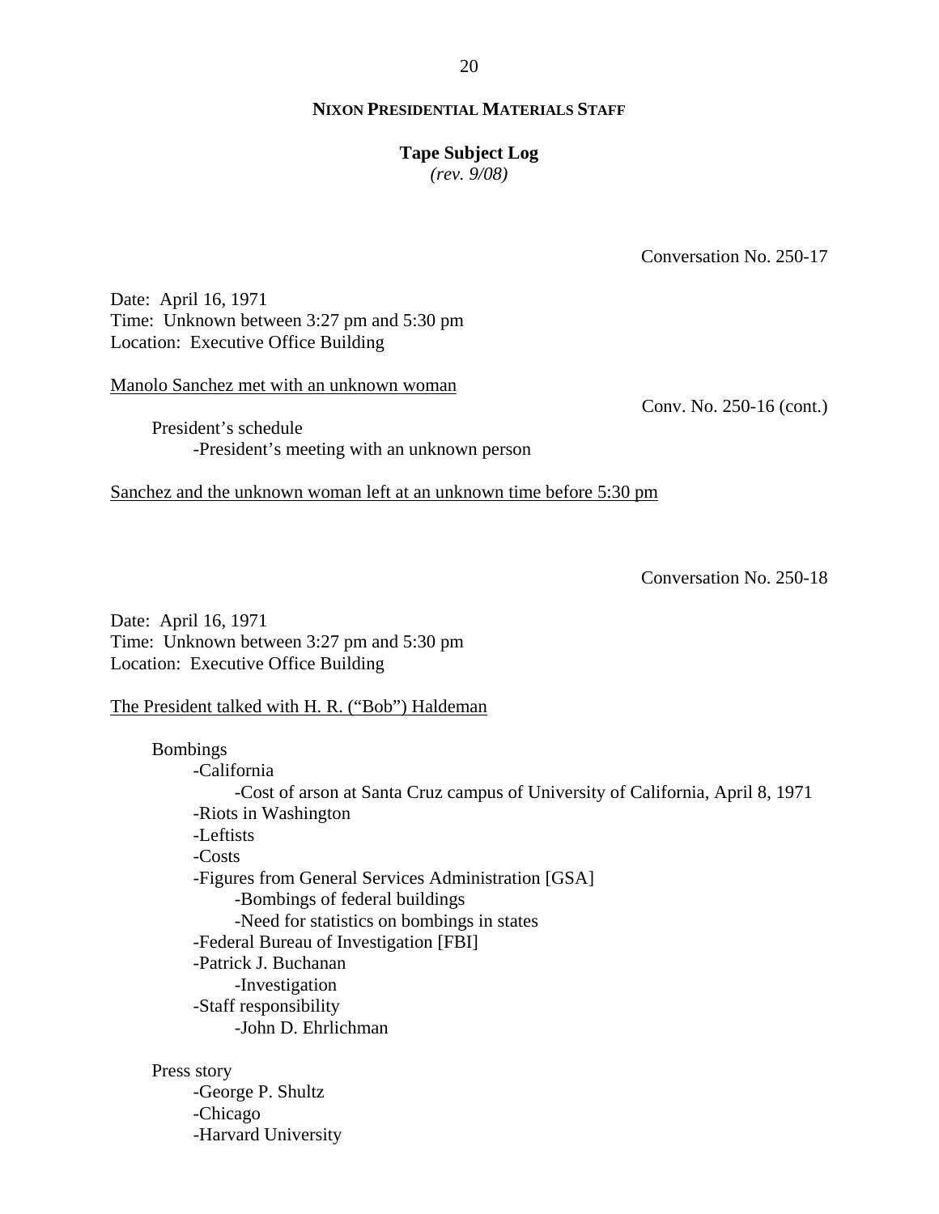**NIXON PRESIDENTIAL MATERIALS STAFF**

**Tape Subject Log**
*(rev. 9/08)*

Conversation No. 250-17

Date: April 16, 1971
Time: Unknown between 3:27 pm and 5:30 pm
Location: Executive Office Building

Manolo Sanchez met with an unknown woman

Conv. No. 250-16 (cont.)

- President's schedule
    - -President's meeting with an unknown person

Sanchez and the unknown woman left at an unknown time before 5:30 pm

Conversation No. 250-18

Date: April 16, 1971
Time: Unknown between 3:27 pm and 5:30 pm
Location: Executive Office Building

The President talked with H. R. ("Bob") Haldeman

- Bombings
    - -California
        - -Cost of arson at Santa Cruz campus of University of California, April 8, 1971
    - -Riots in Washington
    - -Leftists
    - -Costs
    - -Figures from General Services Administration [GSA]
        - -Bombings of federal buildings
        - -Need for statistics on bombings in states
    - -Federal Bureau of Investigation [FBI]
    - -Patrick J. Buchanan
        - -Investigation
    - -Staff responsibility
        - -John D. Ehrlichman

- Press story
    - -George P. Shultz
    - -Chicago
    - -Harvard University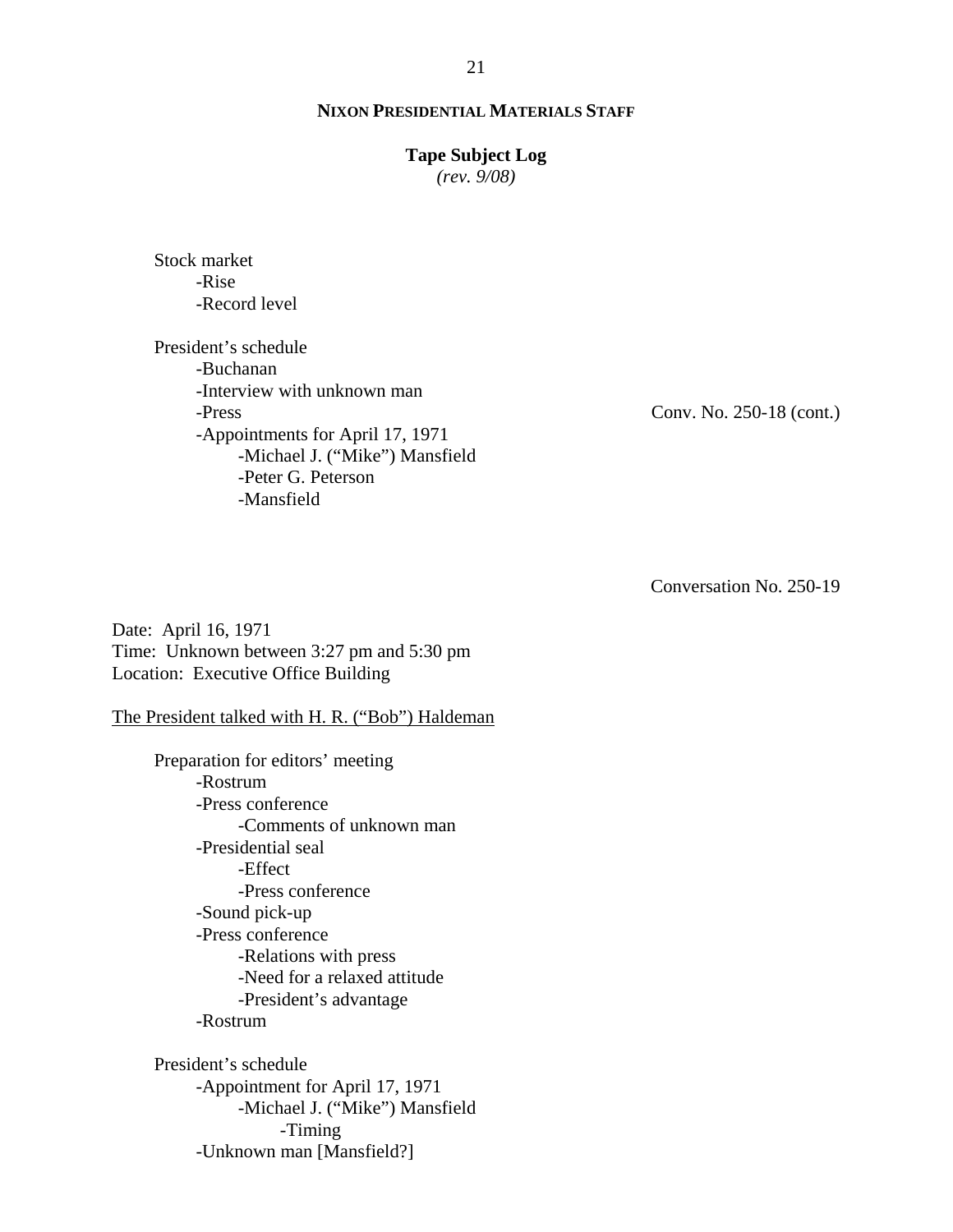Stock market
- Rise
- Record level

President's schedule
- Buchanan
- Interview with unknown man
- Press
- Appointments for April 17, 1971
    - Michael J. ("Mike") Mansfield
    - Peter G. Peterson
    - Mansfield

Conv. No. 250-18 (cont.)

Conversation No. 250-19

Date: April 16, 1971
Time: Unknown between 3:27 pm and 5:30 pm
Location: Executive Office Building

The President talked with H. R. ("Bob") Haldeman

Preparation for editors' meeting
- Rostrum
- Press conference
    - Comments of unknown man
- Presidential seal
    - Effect
    - Press conference
- Sound pick-up
- Press conference
    - Relations with press
    - Need for a relaxed attitude
    - President's advantage
- Rostrum

President's schedule
- Appointment for April 17, 1971
    - Michael J. ("Mike") Mansfield
        - Timing
- Unknown man [Mansfield?]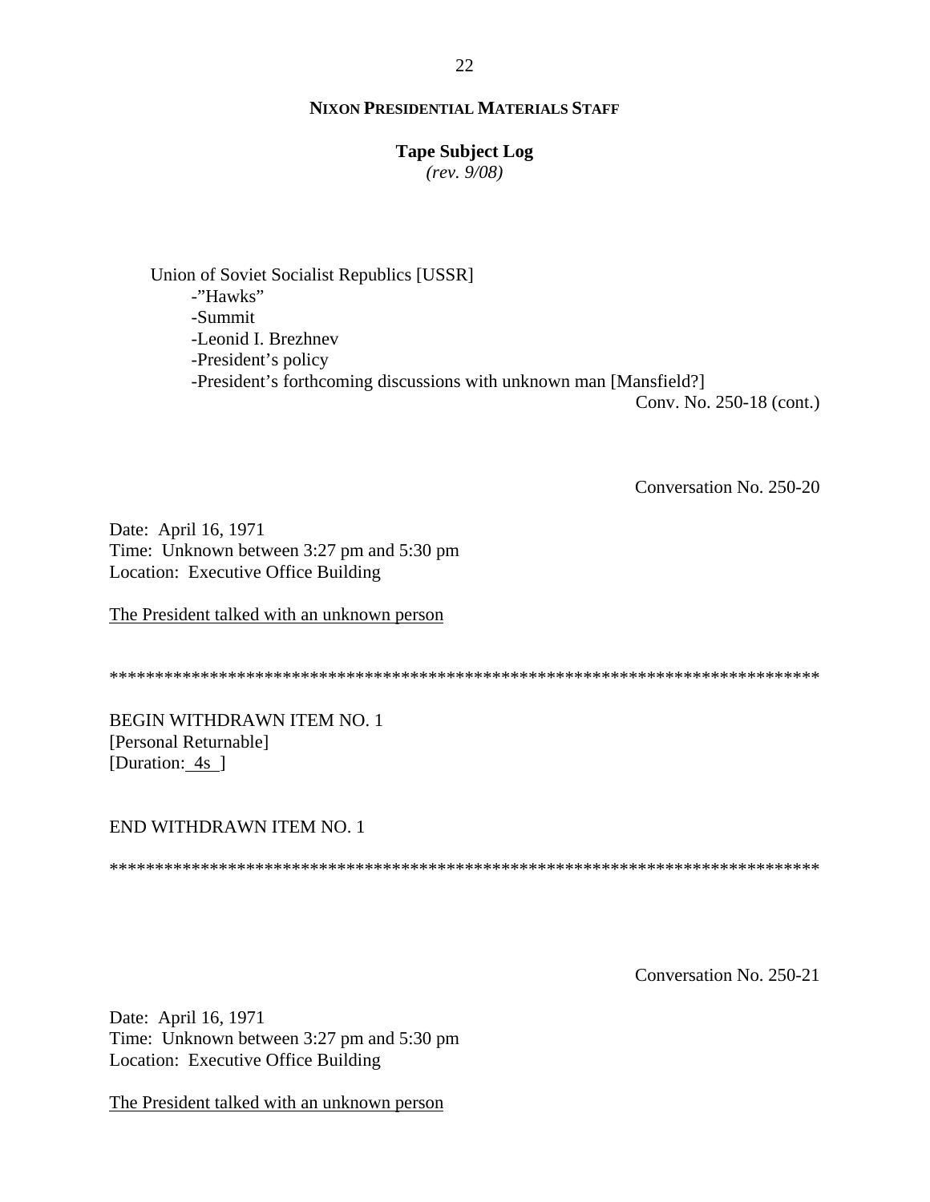Union of Soviet Socialist Republics [USSR]
- -"Hawks"
- -Summit
- -Leonid I. Brezhnev
- -President's policy
- -President's forthcoming discussions with unknown man [Mansfield?]

Conv. No. 250-18 (cont.)

Conversation No. 250-20

Date: April 16, 1971
Time: Unknown between 3:27 pm and 5:30 pm
Location: Executive Office Building

The President talked with an unknown person

********************************************************************************

BEGIN WITHDRAWN ITEM NO. 1
[Personal Returnable]
[Duration: 4s ]

END WITHDRAWN ITEM NO. 1

********************************************************************************

Conversation No. 250-21

Date: April 16, 1971
Time: Unknown between 3:27 pm and 5:30 pm
Location: Executive Office Building

The President talked with an unknown person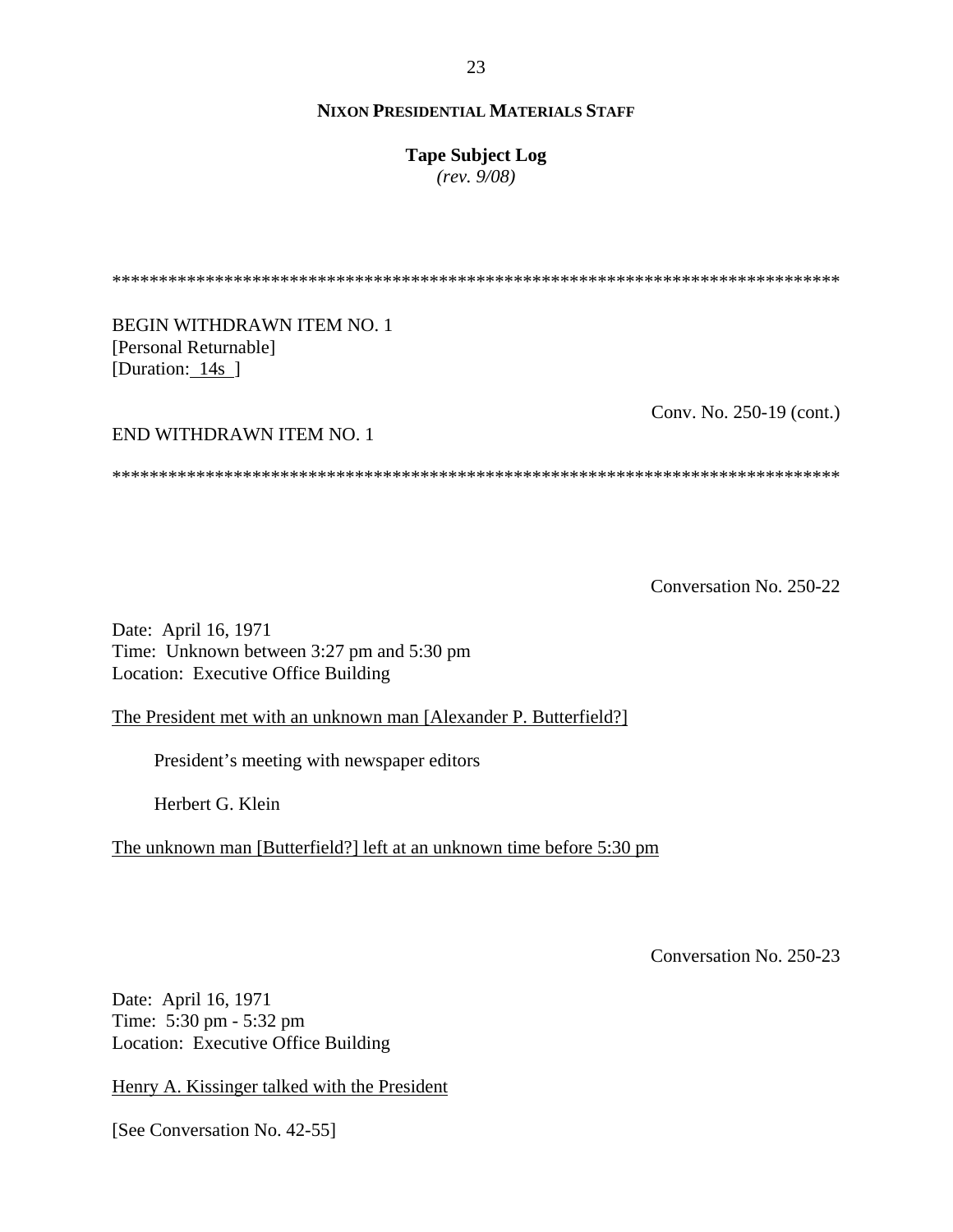**NIXON PRESIDENTIAL MATERIALS STAFF**

**Tape Subject Log**
*(rev. 9/08)*

*******************************************************************************

BEGIN WITHDRAWN ITEM NO. 1
[Personal Returnable]
[Duration: 14s ]

Conv. No. 250-19 (cont.)

END WITHDRAWN ITEM NO. 1

*******************************************************************************

Conversation No. 250-22

Date: April 16, 1971
Time: Unknown between 3:27 pm and 5:30 pm
Location: Executive Office Building

The President met with an unknown man [Alexander P. Butterfield?]

President's meeting with newspaper editors

Herbert G. Klein

The unknown man [Butterfield?] left at an unknown time before 5:30 pm

Conversation No. 250-23

Date: April 16, 1971
Time: 5:30 pm - 5:32 pm
Location: Executive Office Building

Henry A. Kissinger talked with the President

[See Conversation No. 42-55]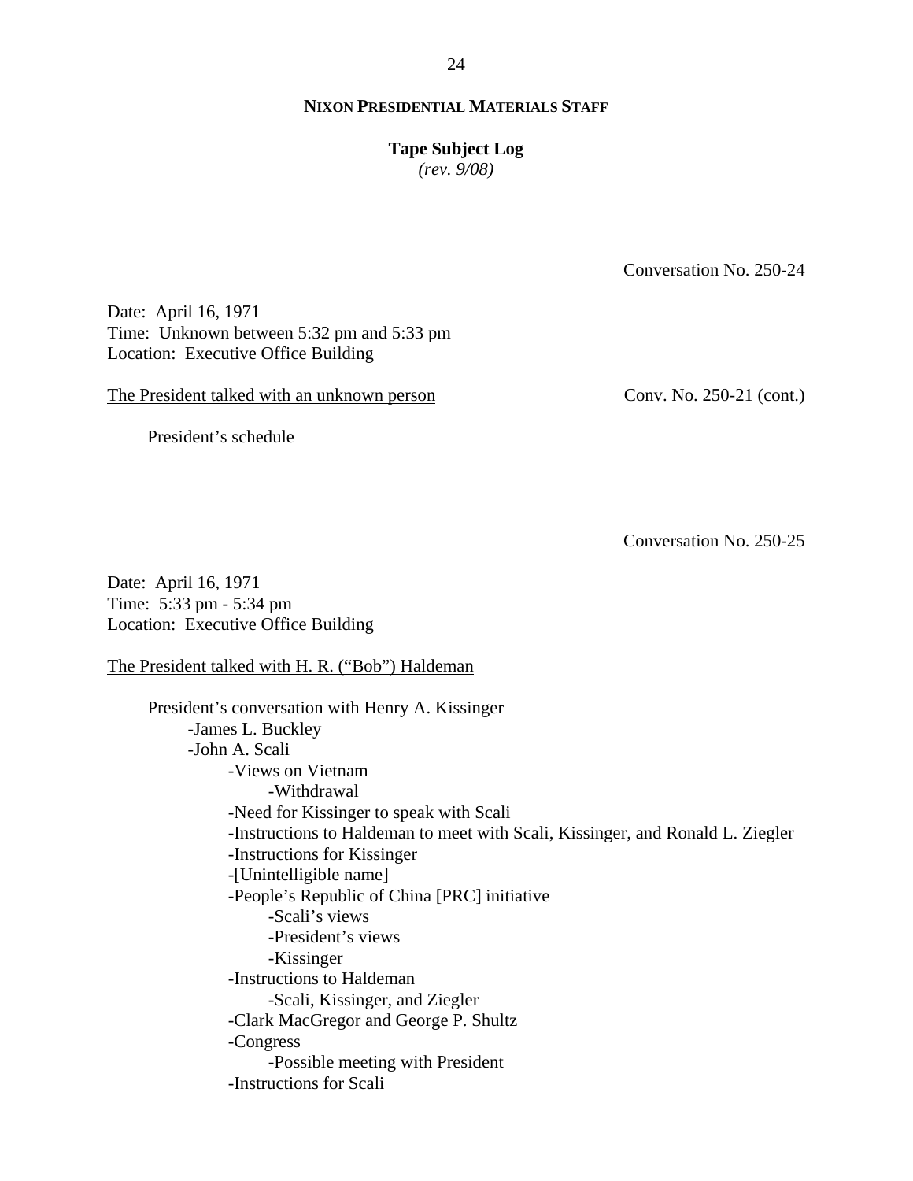**NIXON PRESIDENTIAL MATERIALS STAFF**

**Tape Subject Log**
*(rev. 9/08)*

Conversation No. 250-24

Date: April 16, 1971
Time: Unknown between 5:32 pm and 5:33 pm
Location: Executive Office Building

The President talked with an unknown person — Conv. No. 250-21 (cont.)

President's schedule

Conversation No. 250-25

Date: April 16, 1971
Time: 5:33 pm - 5:34 pm
Location: Executive Office Building

The President talked with H. R. ("Bob") Haldeman

President's conversation with Henry A. Kissinger
- James L. Buckley
- John A. Scali
  - Views on Vietnam
    - Withdrawal
  - Need for Kissinger to speak with Scali
  - Instructions to Haldeman to meet with Scali, Kissinger, and Ronald L. Ziegler
  - Instructions for Kissinger
  - [Unintelligible name]
  - People's Republic of China [PRC] initiative
    - Scali's views
    - President's views
    - Kissinger
  - Instructions to Haldeman
    - Scali, Kissinger, and Ziegler
  - Clark MacGregor and George P. Shultz
  - Congress
    - Possible meeting with President
  - Instructions for Scali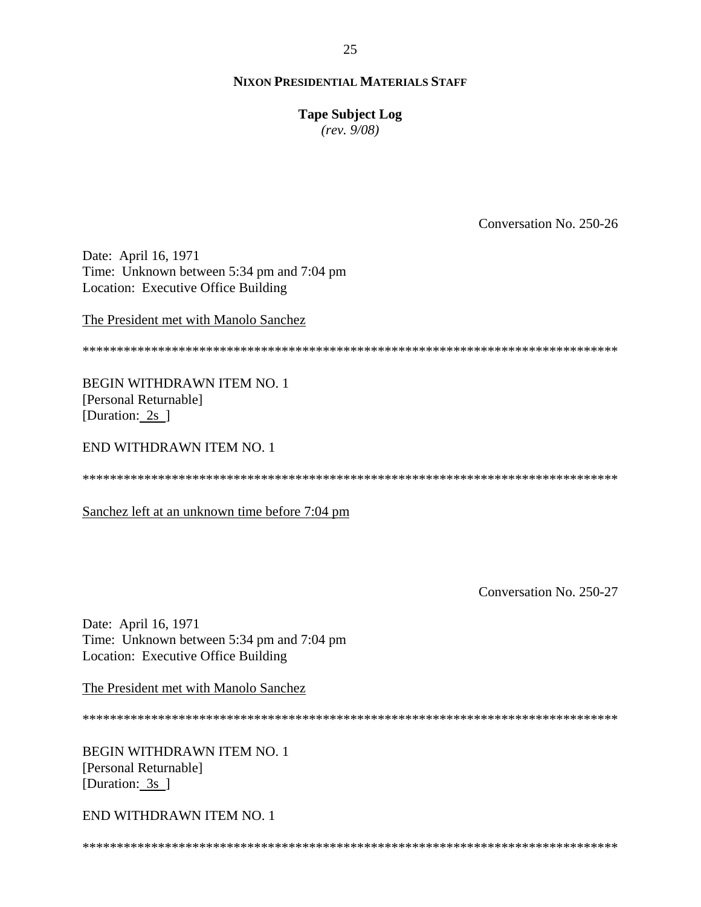**NIXON PRESIDENTIAL MATERIALS STAFF**

**Tape Subject Log**
*(rev. 9/08)*

Conversation No. 250-26

Date: April 16, 1971
Time: Unknown between 5:34 pm and 7:04 pm
Location: Executive Office Building

The President met with Manolo Sanchez

******************************************************************************

BEGIN WITHDRAWN ITEM NO. 1
[Personal Returnable]
[Duration: 2s ]

END WITHDRAWN ITEM NO. 1

******************************************************************************

Sanchez left at an unknown time before 7:04 pm

Conversation No. 250-27

Date: April 16, 1971
Time: Unknown between 5:34 pm and 7:04 pm
Location: Executive Office Building

The President met with Manolo Sanchez

******************************************************************************

BEGIN WITHDRAWN ITEM NO. 1
[Personal Returnable]
[Duration: 3s ]

END WITHDRAWN ITEM NO. 1

******************************************************************************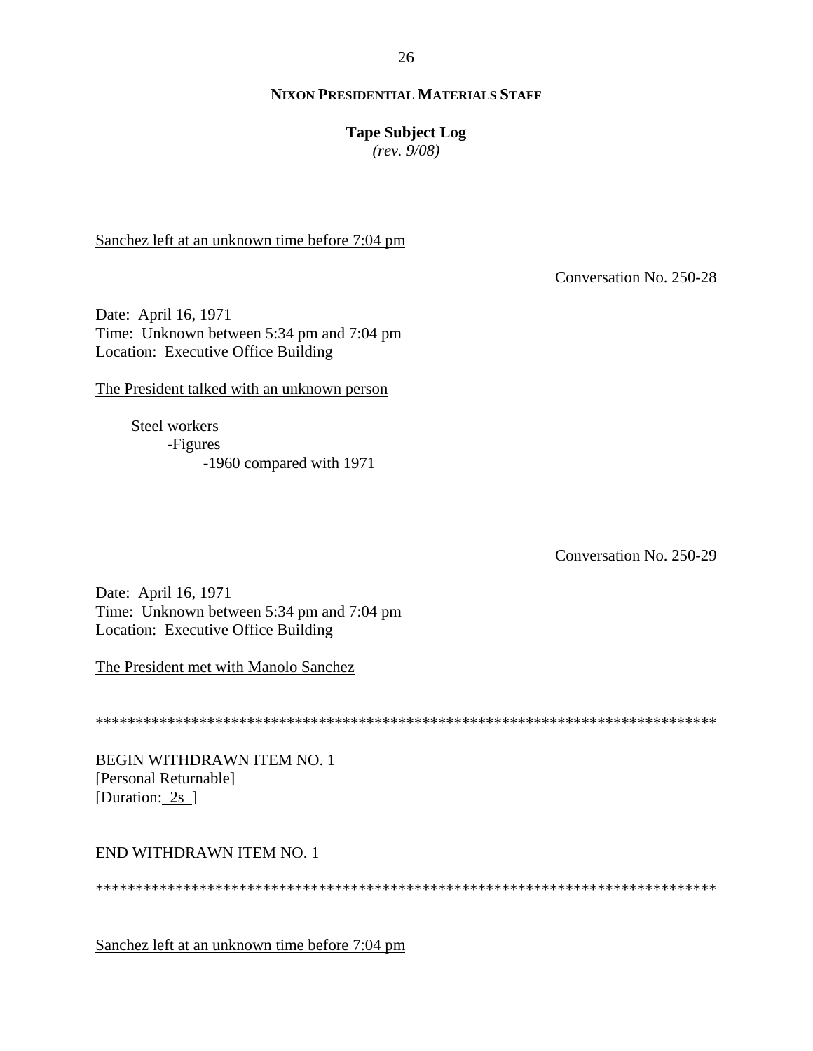Sanchez left at an unknown time before 7:04 pm

Conversation No. 250-28

Date: April 16, 1971
Time: Unknown between 5:34 pm and 7:04 pm
Location: Executive Office Building

The President talked with an unknown person

- Steel workers
  - -Figures
    - -1960 compared with 1971

Conversation No. 250-29

Date: April 16, 1971
Time: Unknown between 5:34 pm and 7:04 pm
Location: Executive Office Building

The President met with Manolo Sanchez

********************************************************************************

BEGIN WITHDRAWN ITEM NO. 1
[Personal Returnable]
[Duration: 2s ]

END WITHDRAWN ITEM NO. 1

********************************************************************************

Sanchez left at an unknown time before 7:04 pm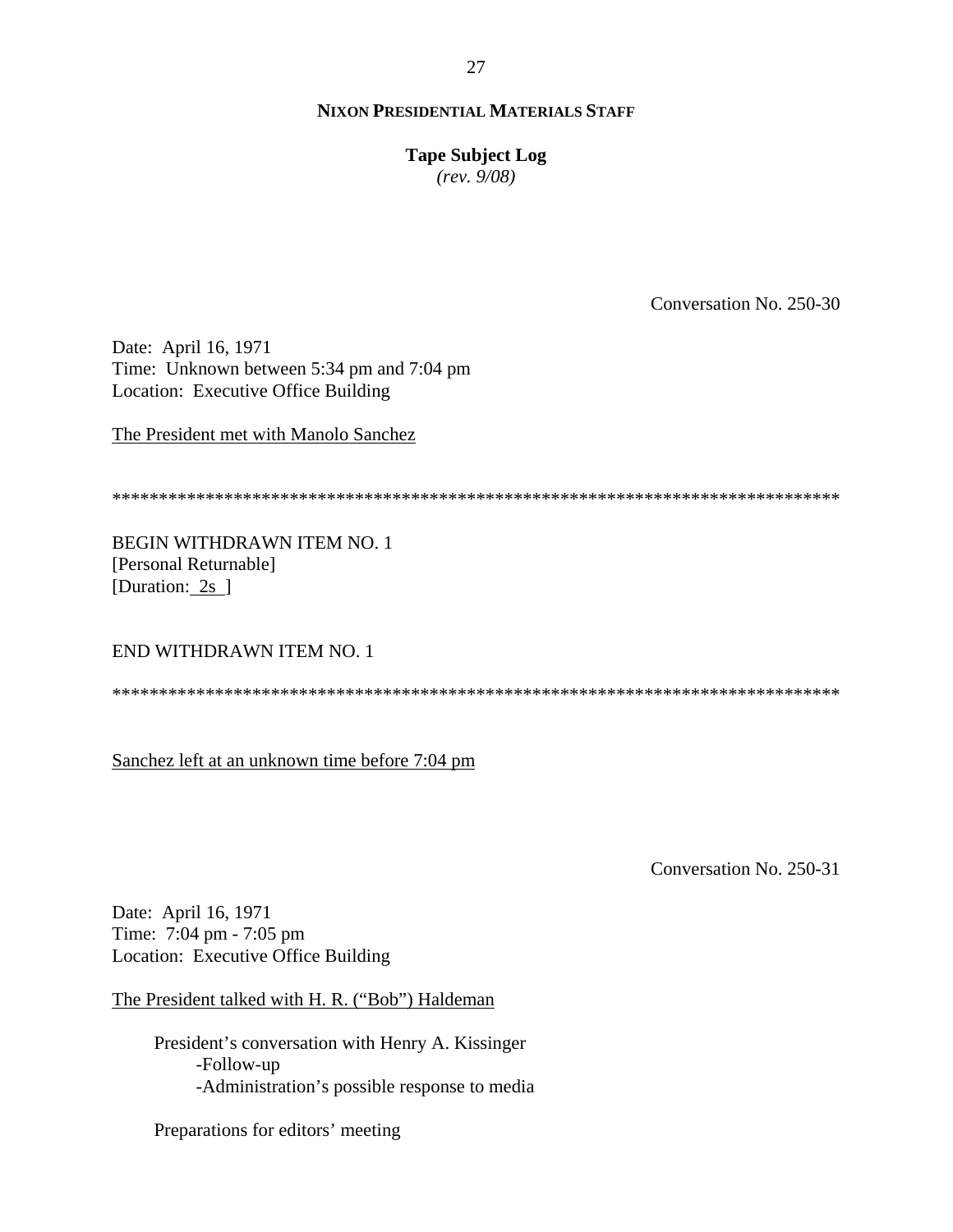Conversation No. 250-30

Date: April 16, 1971
Time: Unknown between 5:34 pm and 7:04 pm
Location: Executive Office Building

<u>The President met with Manolo Sanchez</u>

******************************************************************************

BEGIN WITHDRAWN ITEM NO. 1
[Personal Returnable]
[Duration: <u> 2s </u>]

END WITHDRAWN ITEM NO. 1

******************************************************************************

<u>Sanchez left at an unknown time before 7:04 pm</u>

Conversation No. 250-31

Date: April 16, 1971
Time: 7:04 pm - 7:05 pm
Location: Executive Office Building

<u>The President talked with H. R. ("Bob") Haldeman</u>

President's conversation with Henry A. Kissinger
- -Follow-up
- -Administration's possible response to media

Preparations for editors' meeting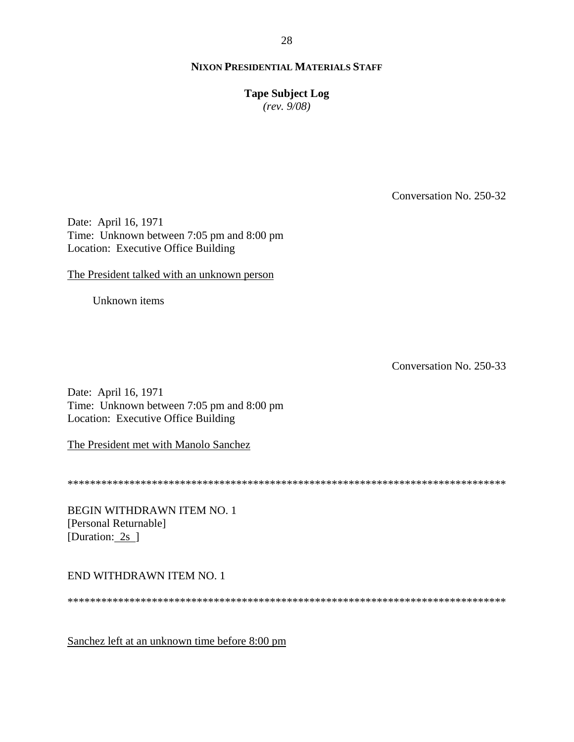**NIXON PRESIDENTIAL MATERIALS STAFF**

**Tape Subject Log**
*(rev. 9/08)*

Conversation No. 250-32

Date: April 16, 1971
Time: Unknown between 7:05 pm and 8:00 pm
Location: Executive Office Building

The President talked with an unknown person

Unknown items

Conversation No. 250-33

Date: April 16, 1971
Time: Unknown between 7:05 pm and 8:00 pm
Location: Executive Office Building

The President met with Manolo Sanchez

********************************************************************************

BEGIN WITHDRAWN ITEM NO. 1
[Personal Returnable]
[Duration: 2s ]

END WITHDRAWN ITEM NO. 1

********************************************************************************

Sanchez left at an unknown time before 8:00 pm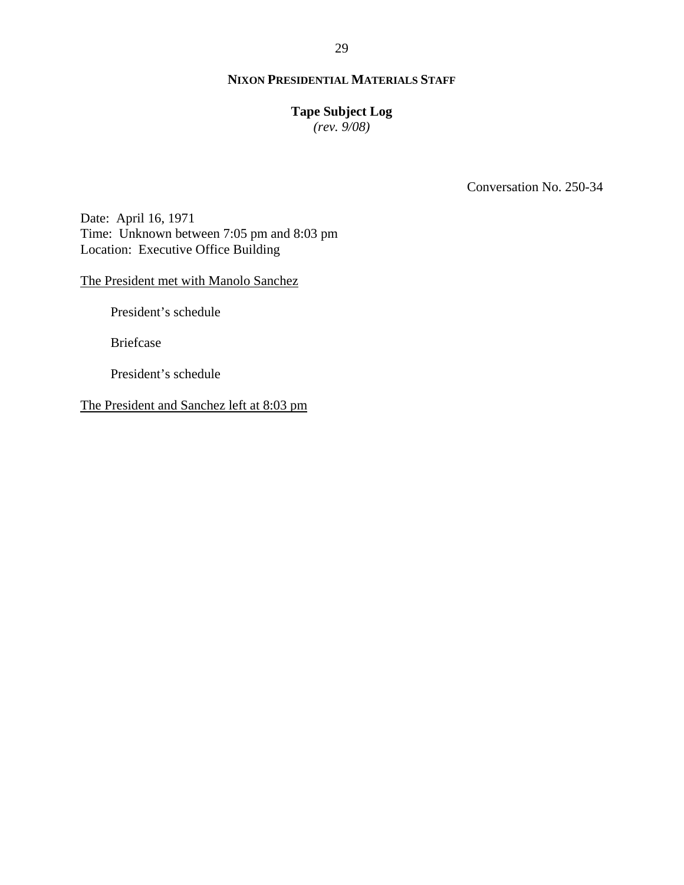**NIXON PRESIDENTIAL MATERIALS STAFF**

**Tape Subject Log**
*(rev. 9/08)*

Conversation No. 250-34

Date: April 16, 1971
Time: Unknown between 7:05 pm and 8:03 pm
Location: Executive Office Building

The President met with Manolo Sanchez

President's schedule

Briefcase

President's schedule

The President and Sanchez left at 8:03 pm